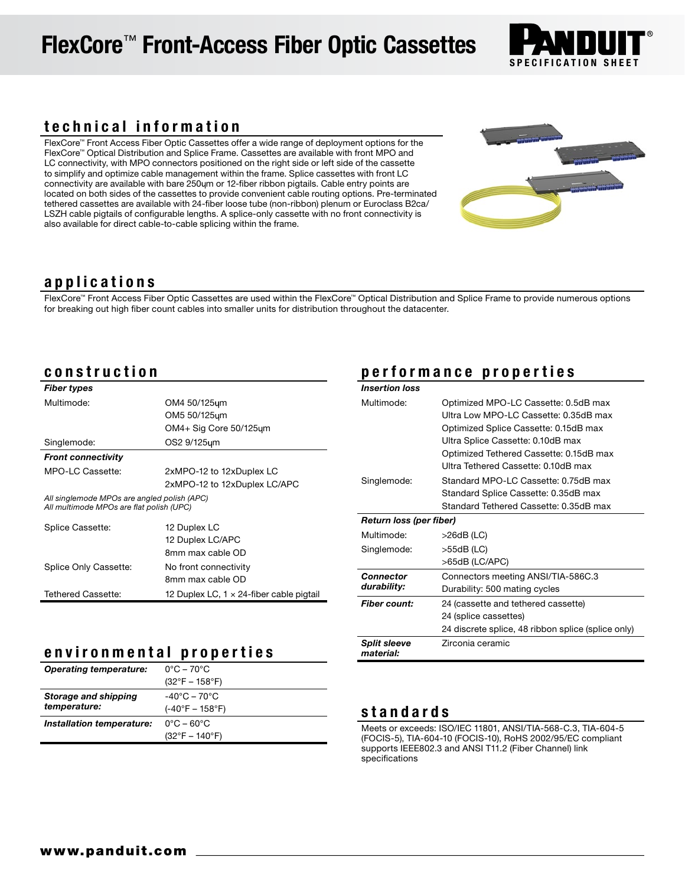# FlexCore™ Front-Access Fiber Optic Cassettes

PANDUIT® SPECIFICATION SHEET

## technical information

FlexCore™ Front Access Fiber Optic Cassettes offer a wide range of deployment options for the FlexCore™ Optical Distribution and Splice Frame. Cassettes are available with front MPO and LC connectivity, with MPO connectors positioned on the right side or left side of the cassette to simplify and optimize cable management within the frame. Splice cassettes with front LC connectivity are available with bare 250µm or 12-fiber ribbon pigtails. Cable entry points are located on both sides of the cassettes to provide convenient cable routing options. Pre-terminated tethered cassettes are available with 24-fiber loose tube (non-ribbon) plenum or Euroclass B2ca/LSZH cable pigtails of configurable lengths. A splice-only cassette with no front connectivity is also available for direct cable-to-cable splicing within the frame.

## applications

FlexCore™ Front Access Fiber Optic Cassettes are used within the FlexCore™ Optical Distribution and Splice Frame to provide numerous options for breaking out high fiber count cables into smaller units for distribution throughout the datacenter.

## construction

| ***Fiber types*** | |
|---|---|
| Multimode: | OM4 50/125µm<br>OM5 50/125µm<br>OM4+ Sig Core 50/125µm |
| Singlemode: | OS2 9/125µm |
| ***Front connectivity*** | |
| MPO-LC Cassette: | 2xMPO-12 to 12xDuplex LC<br>2xMPO-12 to 12xDuplex LC/APC |
| *All singlemode MPOs are angled polish (APC)*<br>*All multimode MPOs are flat polish (UPC)* | |
| Splice Cassette: | 12 Duplex LC<br>12 Duplex LC/APC<br>8mm max cable OD |
| Splice Only Cassette: | No front connectivity<br>8mm max cable OD |
| Tethered Cassette: | 12 Duplex LC, 1 × 24-fiber cable pigtail |

## environmental properties

| | |
|---|---|
| ***Operating temperature:*** | 0°C – 70°C<br>(32°F – 158°F) |
| ***Storage and shipping temperature:*** | -40°C – 70°C<br>(-40°F – 158°F) |
| ***Installation temperature:*** | 0°C – 60°C<br>(32°F – 140°F) |

## performance properties

| ***Insertion loss*** | |
|---|---|
| Multimode: | Optimized MPO-LC Cassette: 0.5dB max<br>Ultra Low MPO-LC Cassette: 0.35dB max<br>Optimized Splice Cassette: 0.15dB max<br>Ultra Splice Cassette: 0.10dB max<br>Optimized Tethered Cassette: 0.15dB max<br>Ultra Tethered Cassette: 0.10dB max |
| Singlemode: | Standard MPO-LC Cassette: 0.75dB max<br>Standard Splice Cassette: 0.35dB max<br>Standard Tethered Cassette: 0.35dB max |
| ***Return loss (per fiber)*** | |
| Multimode: | >26dB (LC) |
| Singlemode: | >55dB (LC)<br>>65dB (LC/APC) |
| ***Connector durability:*** | Connectors meeting ANSI/TIA-586C.3<br>Durability: 500 mating cycles |
| ***Fiber count:*** | 24 (cassette and tethered cassette)<br>24 (splice cassettes)<br>24 discrete splice, 48 ribbon splice (splice only) |
| ***Split sleeve material:*** | Zirconia ceramic |

## standards

Meets or exceeds: ISO/IEC 11801, ANSI/TIA-568-C.3, TIA-604-5 (FOCIS-5), TIA-604-10 (FOCIS-10), RoHS 2002/95/EC compliant supports IEEE802.3 and ANSI T11.2 (Fiber Channel) link specifications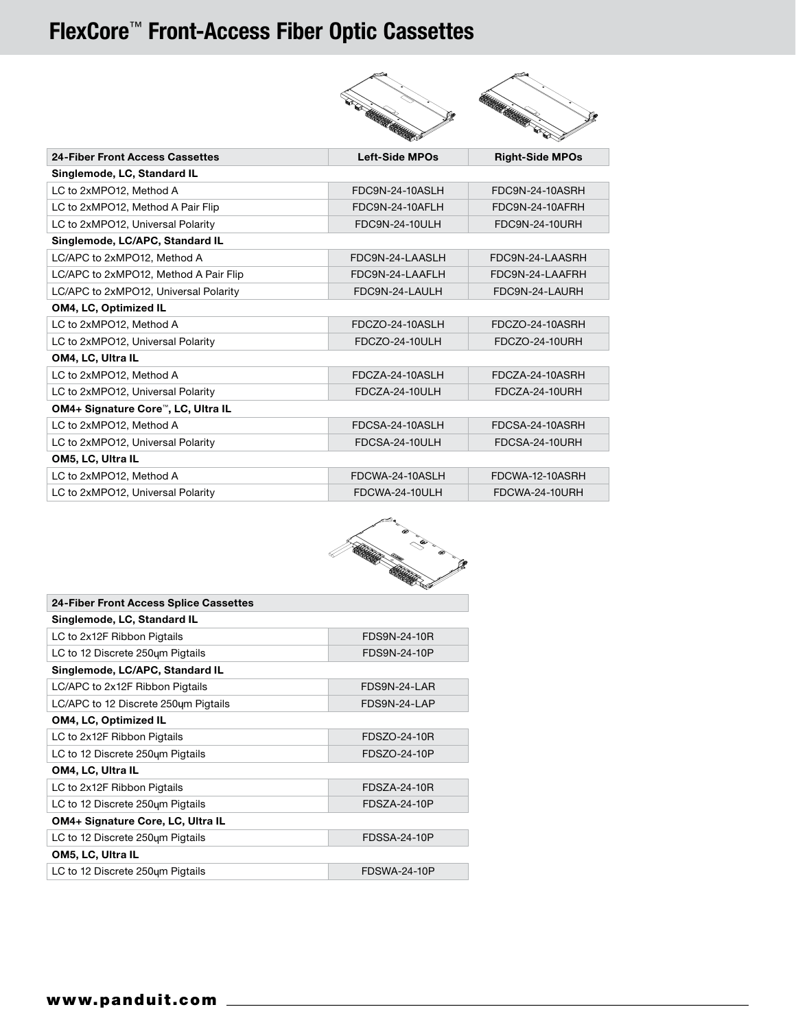# FlexCore™ Front-Access Fiber Optic Cassettes

| 24-Fiber Front Access Cassettes | Left-Side MPOs | Right-Side MPOs |
|---|---|---|
| **Singlemode, LC, Standard IL** | | |
| LC to 2xMPO12, Method A | FDC9N-24-10ASLH | FDC9N-24-10ASRH |
| LC to 2xMPO12, Method A Pair Flip | FDC9N-24-10AFLH | FDC9N-24-10AFRH |
| LC to 2xMPO12, Universal Polarity | FDC9N-24-10ULH | FDC9N-24-10URH |
| **Singlemode, LC/APC, Standard IL** | | |
| LC/APC to 2xMPO12, Method A | FDC9N-24-LAASLH | FDC9N-24-LAASRH |
| LC/APC to 2xMPO12, Method A Pair Flip | FDC9N-24-LAAFLH | FDC9N-24-LAAFRH |
| LC/APC to 2xMPO12, Universal Polarity | FDC9N-24-LAULH | FDC9N-24-LAURH |
| **OM4, LC, Optimized IL** | | |
| LC to 2xMPO12, Method A | FDCZO-24-10ASLH | FDCZO-24-10ASRH |
| LC to 2xMPO12, Universal Polarity | FDCZO-24-10ULH | FDCZO-24-10URH |
| **OM4, LC, Ultra IL** | | |
| LC to 2xMPO12, Method A | FDCZA-24-10ASLH | FDCZA-24-10ASRH |
| LC to 2xMPO12, Universal Polarity | FDCZA-24-10ULH | FDCZA-24-10URH |
| **OM4+ Signature Core™, LC, Ultra IL** | | |
| LC to 2xMPO12, Method A | FDCSA-24-10ASLH | FDCSA-24-10ASRH |
| LC to 2xMPO12, Universal Polarity | FDCSA-24-10ULH | FDCSA-24-10URH |
| **OM5, LC, Ultra IL** | | |
| LC to 2xMPO12, Method A | FDCWA-24-10ASLH | FDCWA-12-10ASRH |
| LC to 2xMPO12, Universal Polarity | FDCWA-24-10ULH | FDCWA-24-10URH |

| 24-Fiber Front Access Splice Cassettes | |
|---|---|
| **Singlemode, LC, Standard IL** | |
| LC to 2x12F Ribbon Pigtails | FDS9N-24-10R |
| LC to 12 Discrete 250μm Pigtails | FDS9N-24-10P |
| **Singlemode, LC/APC, Standard IL** | |
| LC/APC to 2x12F Ribbon Pigtails | FDS9N-24-LAR |
| LC/APC to 12 Discrete 250μm Pigtails | FDS9N-24-LAP |
| **OM4, LC, Optimized IL** | |
| LC to 2x12F Ribbon Pigtails | FDSZO-24-10R |
| LC to 12 Discrete 250μm Pigtails | FDSZO-24-10P |
| **OM4, LC, Ultra IL** | |
| LC to 2x12F Ribbon Pigtails | FDSZA-24-10R |
| LC to 12 Discrete 250μm Pigtails | FDSZA-24-10P |
| **OM4+ Signature Core, LC, Ultra IL** | |
| LC to 12 Discrete 250μm Pigtails | FDSSA-24-10P |
| **OM5, LC, Ultra IL** | |
| LC to 12 Discrete 250μm Pigtails | FDSWA-24-10P |

www.panduit.com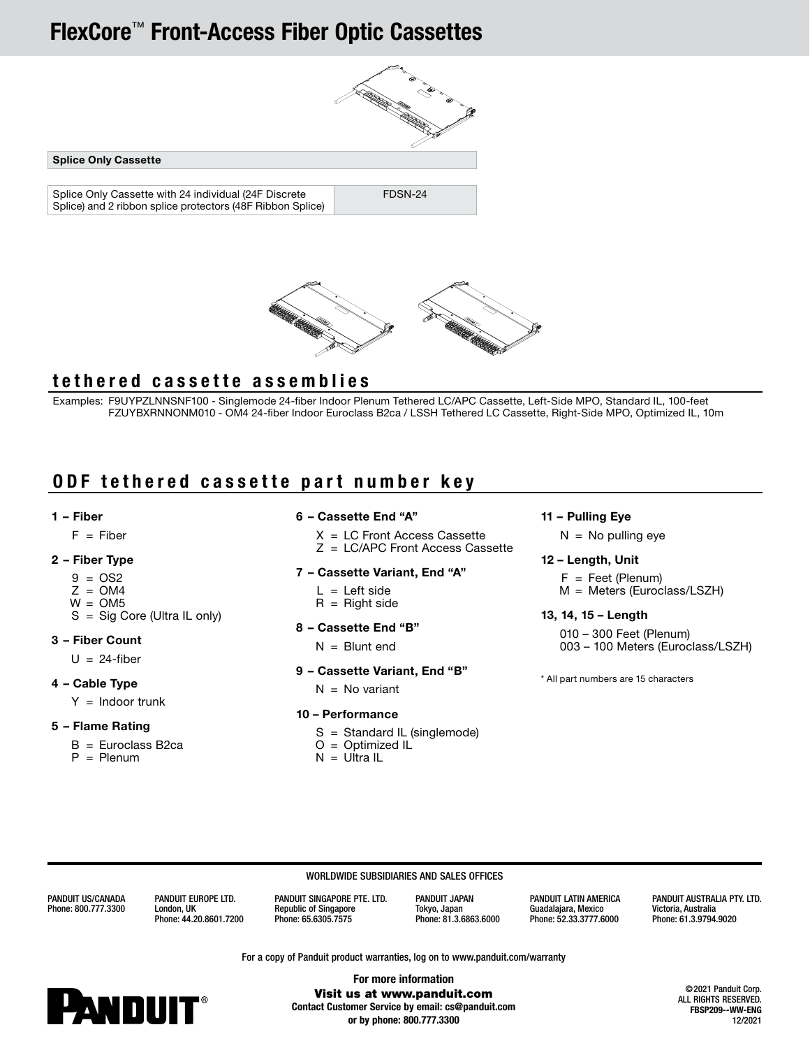# FlexCore™ Front-Access Fiber Optic Cassettes

| Splice Only Cassette | |
|---|---|
| Splice Only Cassette with 24 individual (24F Discrete Splice) and 2 ribbon splice protectors (48F Ribbon Splice) | FDSN-24 |

## tethered cassette assemblies

Examples: F9UYPZLNNSNF100 - Singlemode 24-fiber Indoor Plenum Tethered LC/APC Cassette, Left-Side MPO, Standard IL, 100-feet
FZUYBXRNNONM010 - OM4 24-fiber Indoor Euroclass B2ca / LSSH Tethered LC Cassette, Right-Side MPO, Optimized IL, 10m

## ODF tethered cassette part number key

**1 – Fiber**

F = Fiber

**2 – Fiber Type**

9 = OS2
Z = OM4
W = OM5
S = Sig Core (Ultra IL only)

**3 – Fiber Count**

U = 24-fiber

**4 – Cable Type**

Y = Indoor trunk

**5 – Flame Rating**

B = Euroclass B2ca
P = Plenum

**6 – Cassette End "A"**

X = LC Front Access Cassette
Z = LC/APC Front Access Cassette

**7 – Cassette Variant, End "A"**

L = Left side
R = Right side

**8 – Cassette End "B"**

N = Blunt end

**9 – Cassette Variant, End "B"**

N = No variant

**10 – Performance**

S = Standard IL (singlemode)
O = Optimized IL
N = Ultra IL

**11 – Pulling Eye**

N = No pulling eye

**12 – Length, Unit**

F = Feet (Plenum)
M = Meters (Euroclass/LSZH)

**13, 14, 15 – Length**

010 – 300 Feet (Plenum)
003 – 100 Meters (Euroclass/LSZH)

* All part numbers are 15 characters

WORLDWIDE SUBSIDIARIES AND SALES OFFICES

PANDUIT US/CANADA
Phone: 800.777.3300

PANDUIT EUROPE LTD.
London, UK
Phone: 44.20.8601.7200

PANDUIT SINGAPORE PTE. LTD.
Republic of Singapore
Phone: 65.6305.7575

PANDUIT JAPAN
Tokyo, Japan
Phone: 81.3.6863.6000

PANDUIT LATIN AMERICA
Guadalajara, Mexico
Phone: 52.33.3777.6000

PANDUIT AUSTRALIA PTY. LTD.
Victoria, Australia
Phone: 61.3.9794.9020

For a copy of Panduit product warranties, log on to www.panduit.com/warranty

For more information
**Visit us at www.panduit.com**
Contact Customer Service by email: cs@panduit.com
or by phone: 800.777.3300

©2021 Panduit Corp.
ALL RIGHTS RESERVED.
FBSP209--WW-ENG
12/2021